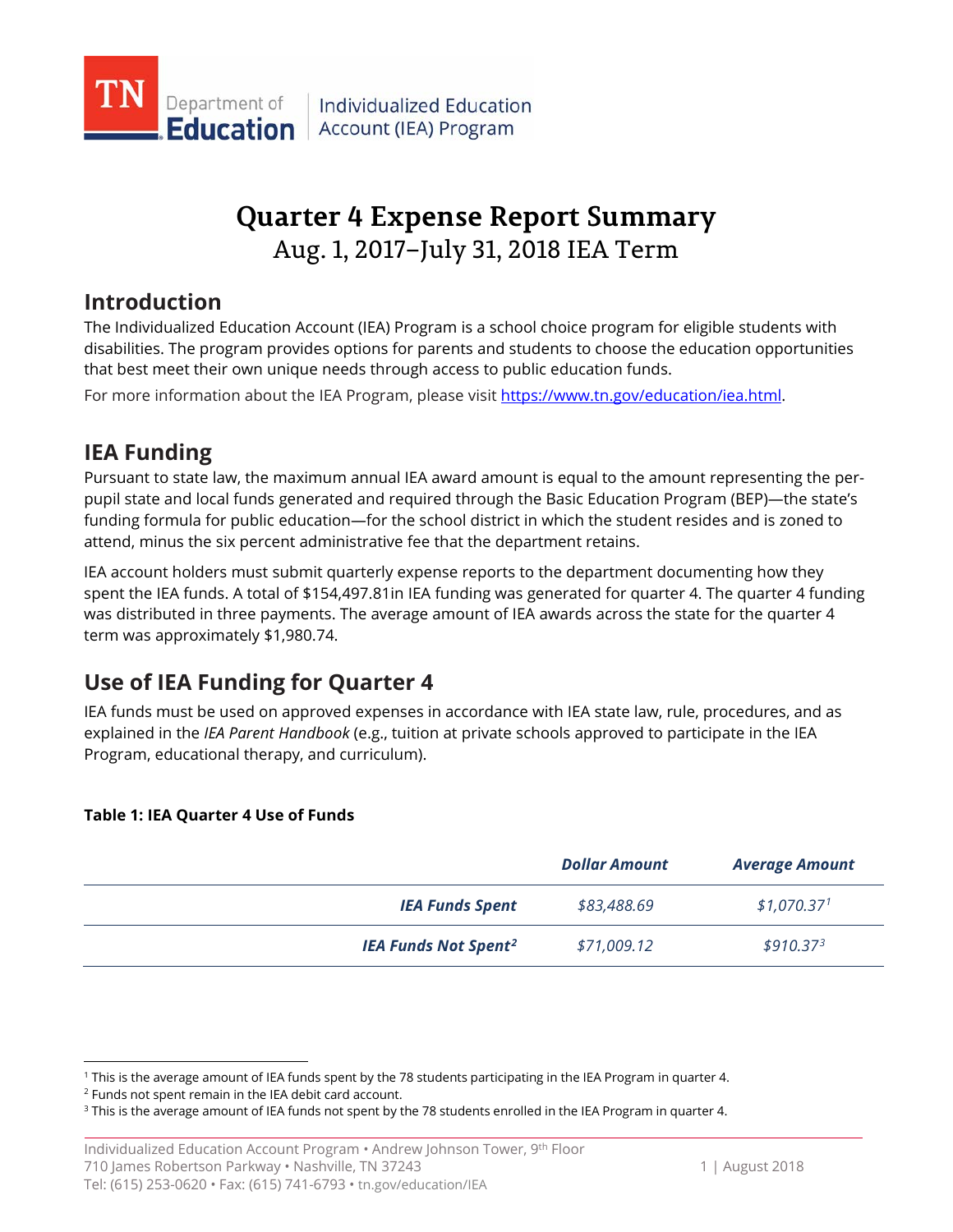TN Department of Education | Individualized Education Account (IEA) Program

# Quarter 4 Expense Report Summary

## Aug. 1, 2017–July 31, 2018 IEA Term

## Introduction

The Individualized Education Account (IEA) Program is a school choice program for eligible students with disabilities. The program provides options for parents and students to choose the education opportunities that best meet their own unique needs through access to public education funds.

For more information about the IEA Program, please visit https://www.tn.gov/education/iea.html.

## IEA Funding

Pursuant to state law, the maximum annual IEA award amount is equal to the amount representing the per-pupil state and local funds generated and required through the Basic Education Program (BEP)—the state's funding formula for public education—for the school district in which the student resides and is zoned to attend, minus the six percent administrative fee that the department retains.

IEA account holders must submit quarterly expense reports to the department documenting how they spent the IEA funds. A total of $154,497.81in IEA funding was generated for quarter 4. The quarter 4 funding was distributed in three payments. The average amount of IEA awards across the state for the quarter 4 term was approximately $1,980.74.

## Use of IEA Funding for Quarter 4

IEA funds must be used on approved expenses in accordance with IEA state law, rule, procedures, and as explained in the *IEA Parent Handbook* (e.g., tuition at private schools approved to participate in the IEA Program, educational therapy, and curriculum).

**Table 1: IEA Quarter 4 Use of Funds**

| | ***Dollar Amount*** | ***Average Amount*** |
|---|---|---|
| ***IEA Funds Spent*** | *$83,488.69* | *$1,070.37*[1] |
| ***IEA Funds Not Spent***[2] | *$71,009.12* | *$910.37*[3] |

[1] This is the average amount of IEA funds spent by the 78 students participating in the IEA Program in quarter 4.

[2] Funds not spent remain in the IEA debit card account.

[3] This is the average amount of IEA funds not spent by the 78 students enrolled in the IEA Program in quarter 4.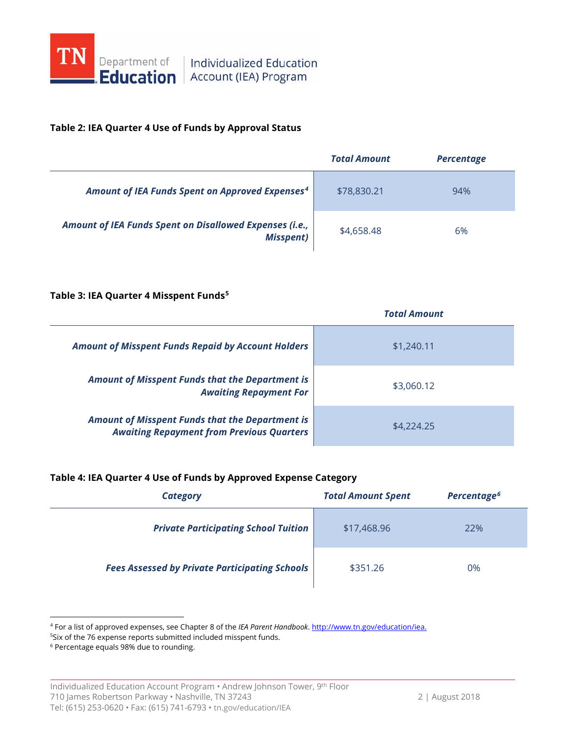**Table 2: IEA Quarter 4 Use of Funds by Approval Status**

| | *Total Amount* | *Percentage* |
|---|---|---|
| ***Amount of IEA Funds Spent on Approved Expenses[4]*** | $78,830.21 | 94% |
| ***Amount of IEA Funds Spent on Disallowed Expenses (i.e., Misspent)*** | $4,658.48 | 6% |

**Table 3: IEA Quarter 4 Misspent Funds[5]**

| | *Total Amount* |
|---|---|
| ***Amount of Misspent Funds Repaid by Account Holders*** | $1,240.11 |
| ***Amount of Misspent Funds that the Department is Awaiting Repayment For*** | $3,060.12 |
| ***Amount of Misspent Funds that the Department is Awaiting Repayment from Previous Quarters*** | $4,224.25 |

**Table 4: IEA Quarter 4 Use of Funds by Approved Expense Category**

| *Category* | *Total Amount Spent* | *Percentage[6]* |
|---|---|---|
| ***Private Participating School Tuition*** | $17,468.96 | 22% |
| ***Fees Assessed by Private Participating Schools*** | $351.26 | 0% |

---

[4] For a list of approved expenses, see Chapter 8 of the *IEA Parent Handbook*. http://www.tn.gov/education/iea.

[5] Six of the 76 expense reports submitted included misspent funds.

[6] Percentage equals 98% due to rounding.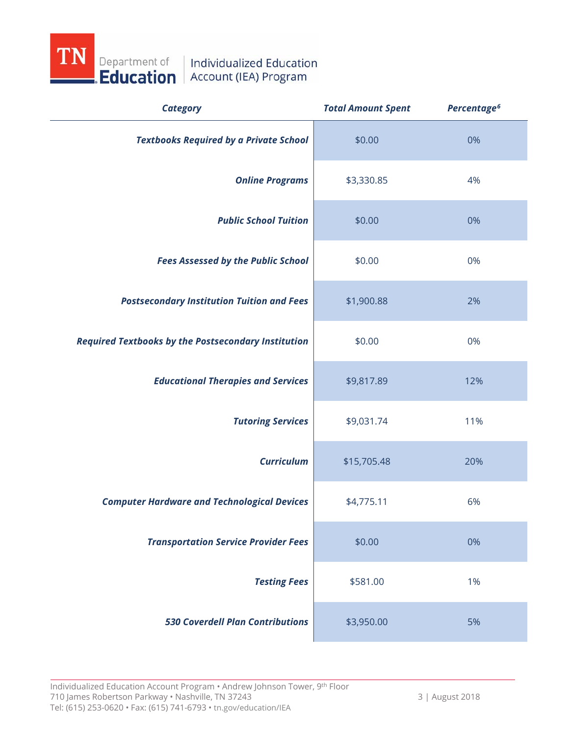| *Category* | *Total Amount Spent* | *Percentage*[6] |
|---|---|---|
| ***Textbooks Required by a Private School*** | $0.00 | 0% |
| ***Online Programs*** | $3,330.85 | 4% |
| ***Public School Tuition*** | $0.00 | 0% |
| ***Fees Assessed by the Public School*** | $0.00 | 0% |
| ***Postsecondary Institution Tuition and Fees*** | $1,900.88 | 2% |
| ***Required Textbooks by the Postsecondary Institution*** | $0.00 | 0% |
| ***Educational Therapies and Services*** | $9,817.89 | 12% |
| ***Tutoring Services*** | $9,031.74 | 11% |
| ***Curriculum*** | $15,705.48 | 20% |
| ***Computer Hardware and Technological Devices*** | $4,775.11 | 6% |
| ***Transportation Service Provider Fees*** | $0.00 | 0% |
| ***Testing Fees*** | $581.00 | 1% |
| ***530 Coverdell Plan Contributions*** | $3,950.00 | 5% |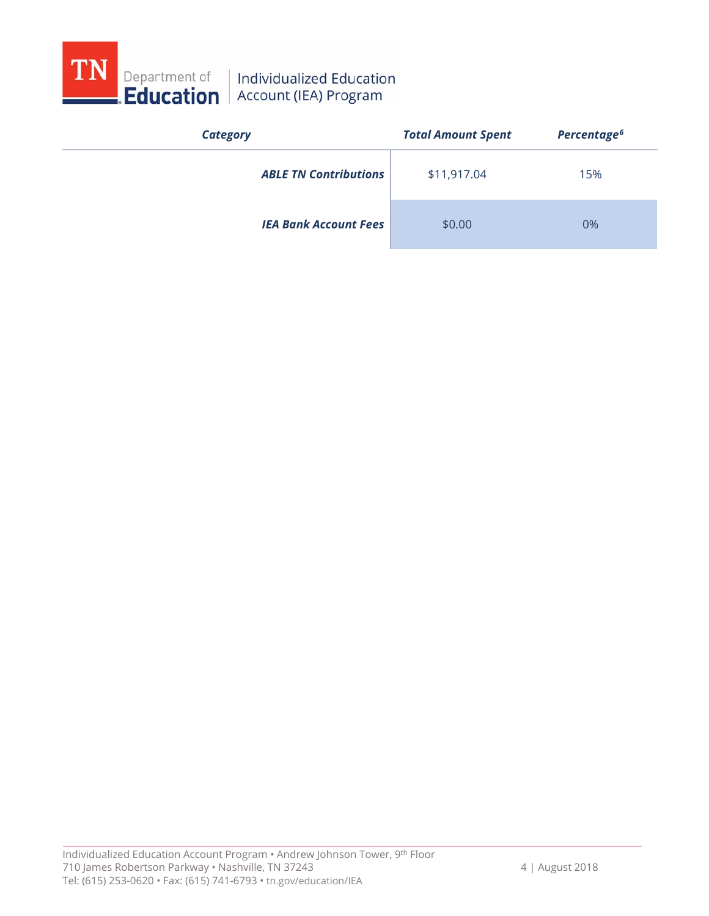| *Category* | *Total Amount Spent* | *Percentage[6]* |
|---|---|---|
| ***ABLE TN Contributions*** | $11,917.04 | 15% |
| ***IEA Bank Account Fees*** | $0.00 | 0% |